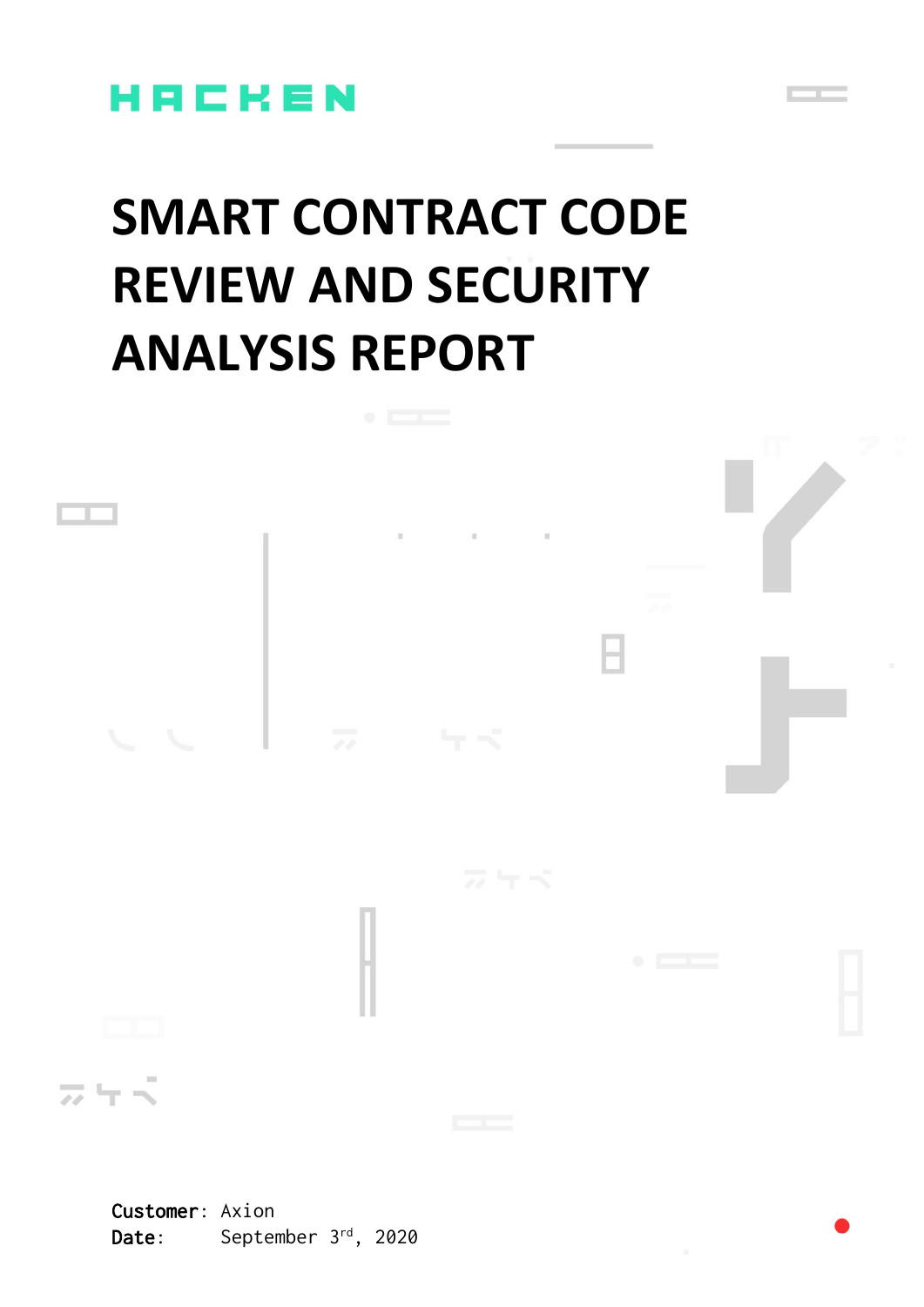HACKEN

# SMART CONTRACT CODE REVIEW AND SECURITY ANALYSIS REPORT

**Customer**: Axion
**Date**: September 3rd, 2020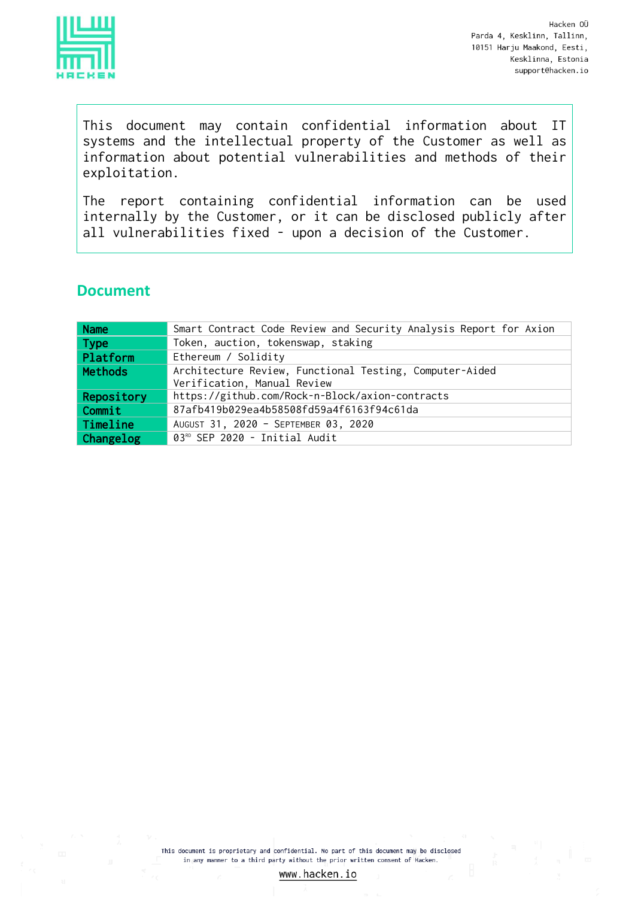Hacken OÜ
Parda 4, Kesklinn, Tallinn,
10151 Harju Maakond, Eesti,
Kesklinna, Estonia
support@hacken.io

This document may contain confidential information about IT systems and the intellectual property of the Customer as well as information about potential vulnerabilities and methods of their exploitation.

The report containing confidential information can be used internally by the Customer, or it can be disclosed publicly after all vulnerabilities fixed - upon a decision of the Customer.

## Document

| | |
|---|---|
| **Name** | Smart Contract Code Review and Security Analysis Report for Axion |
| **Type** | Token, auction, tokenswap, staking |
| **Platform** | Ethereum / Solidity |
| **Methods** | Architecture Review, Functional Testing, Computer-Aided Verification, Manual Review |
| **Repository** | https://github.com/Rock-n-Block/axion-contracts |
| **Commit** | 87afb419b029ea4b58508fd59a4f6163f94c61da |
| **Timeline** | August 31, 2020 - September 03, 2020 |
| **Changelog** | 03RD SEP 2020 - Initial Audit |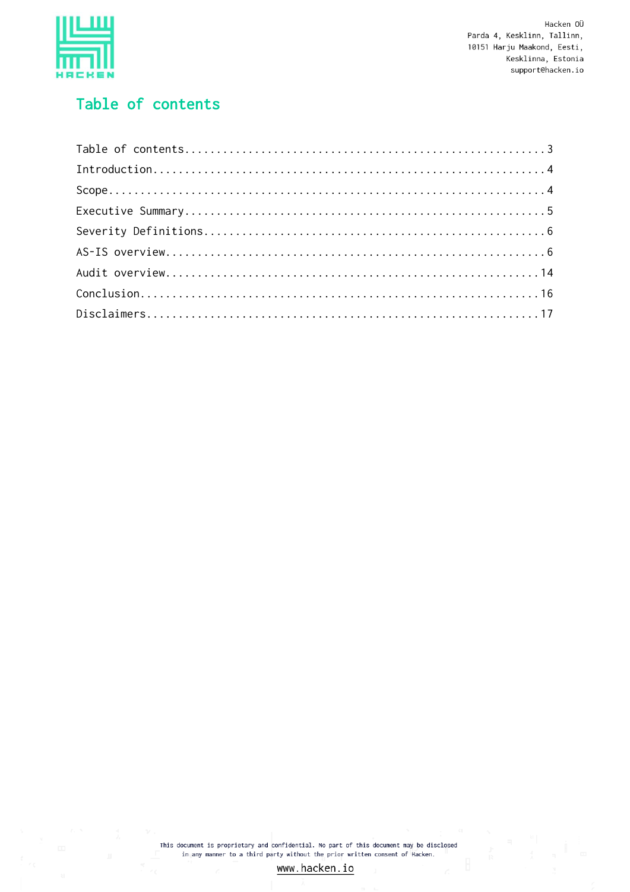# Table of contents

Table of contents....................3
Introduction....................4
Scope....................4
Executive Summary....................5
Severity Definitions....................6
AS-IS overview....................6
Audit overview....................14
Conclusion....................16
Disclaimers....................17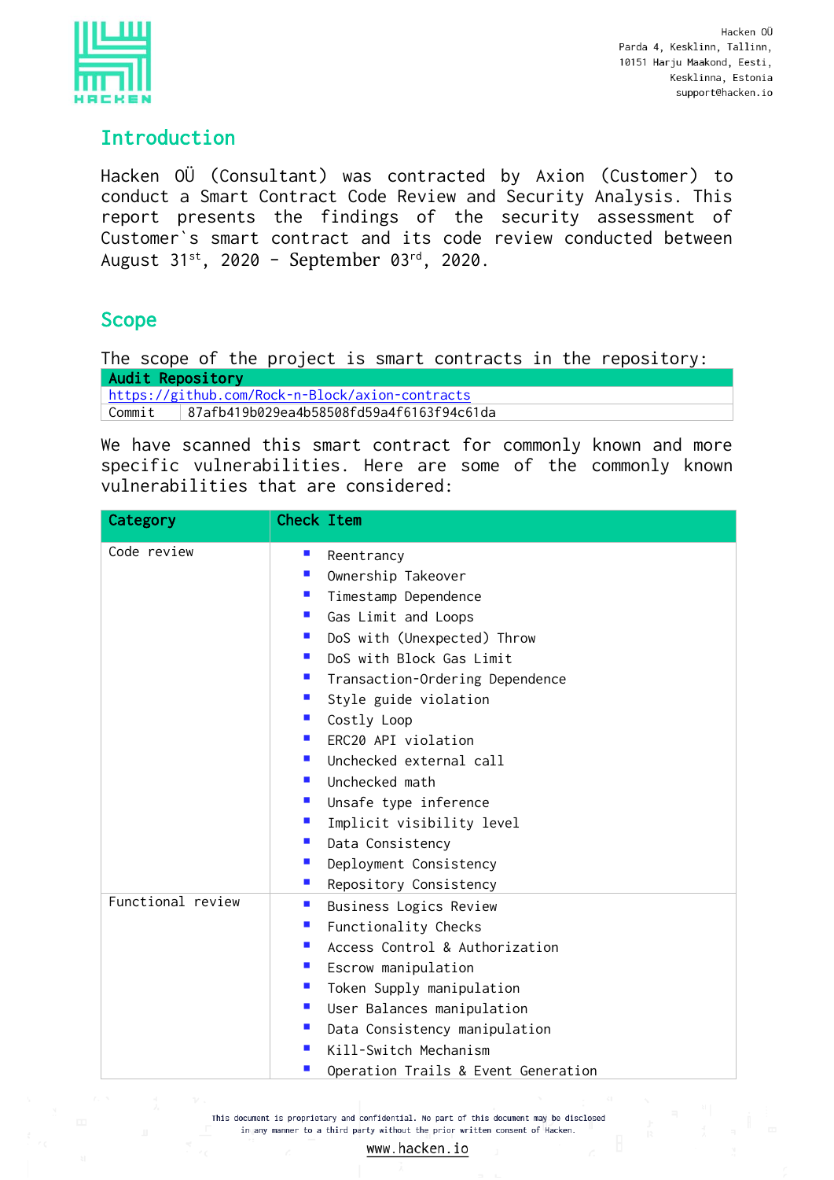## Introduction

Hacken OÜ (Consultant) was contracted by Axion (Customer) to conduct a Smart Contract Code Review and Security Analysis. This report presents the findings of the security assessment of Customer`s smart contract and its code review conducted between August 31st, 2020 - September 03rd, 2020.

## Scope

The scope of the project is smart contracts in the repository:

| Audit Repository | |
|---|---|
| https://github.com/Rock-n-Block/axion-contracts | |
| Commit | 87afb419b029ea4b58508fd59a4f6163f94c61da |

We have scanned this smart contract for commonly known and more specific vulnerabilities. Here are some of the commonly known vulnerabilities that are considered:

| Category | Check Item |
|---|---|
| Code review | ▪ Reentrancy<br>▪ Ownership Takeover<br>▪ Timestamp Dependence<br>▪ Gas Limit and Loops<br>▪ DoS with (Unexpected) Throw<br>▪ DoS with Block Gas Limit<br>▪ Transaction-Ordering Dependence<br>▪ Style guide violation<br>▪ Costly Loop<br>▪ ERC20 API violation<br>▪ Unchecked external call<br>▪ Unchecked math<br>▪ Unsafe type inference<br>▪ Implicit visibility level<br>▪ Data Consistency<br>▪ Deployment Consistency<br>▪ Repository Consistency |
| Functional review | ▪ Business Logics Review<br>▪ Functionality Checks<br>▪ Access Control & Authorization<br>▪ Escrow manipulation<br>▪ Token Supply manipulation<br>▪ User Balances manipulation<br>▪ Data Consistency manipulation<br>▪ Kill-Switch Mechanism<br>▪ Operation Trails & Event Generation |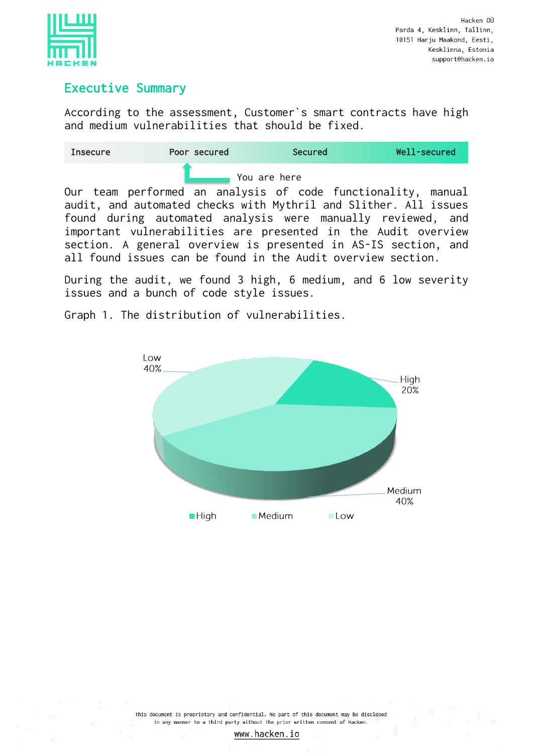## Executive Summary

According to the assessment, Customer`s smart contracts have high and medium vulnerabilities that should be fixed.

| Insecure | Poor secured | Secured | Well-secured |
|---|---|---|---|

You are here

Our team performed an analysis of code functionality, manual audit, and automated checks with Mythril and Slither. All issues found during automated analysis were manually reviewed, and important vulnerabilities are presented in the Audit overview section. A general overview is presented in AS-IS section, and all found issues can be found in the Audit overview section.

During the audit, we found 3 high, 6 medium, and 6 low severity issues and a bunch of code style issues.

Graph 1. The distribution of vulnerabilities.

Low 40%

High 20%

Medium 40%

High Medium Low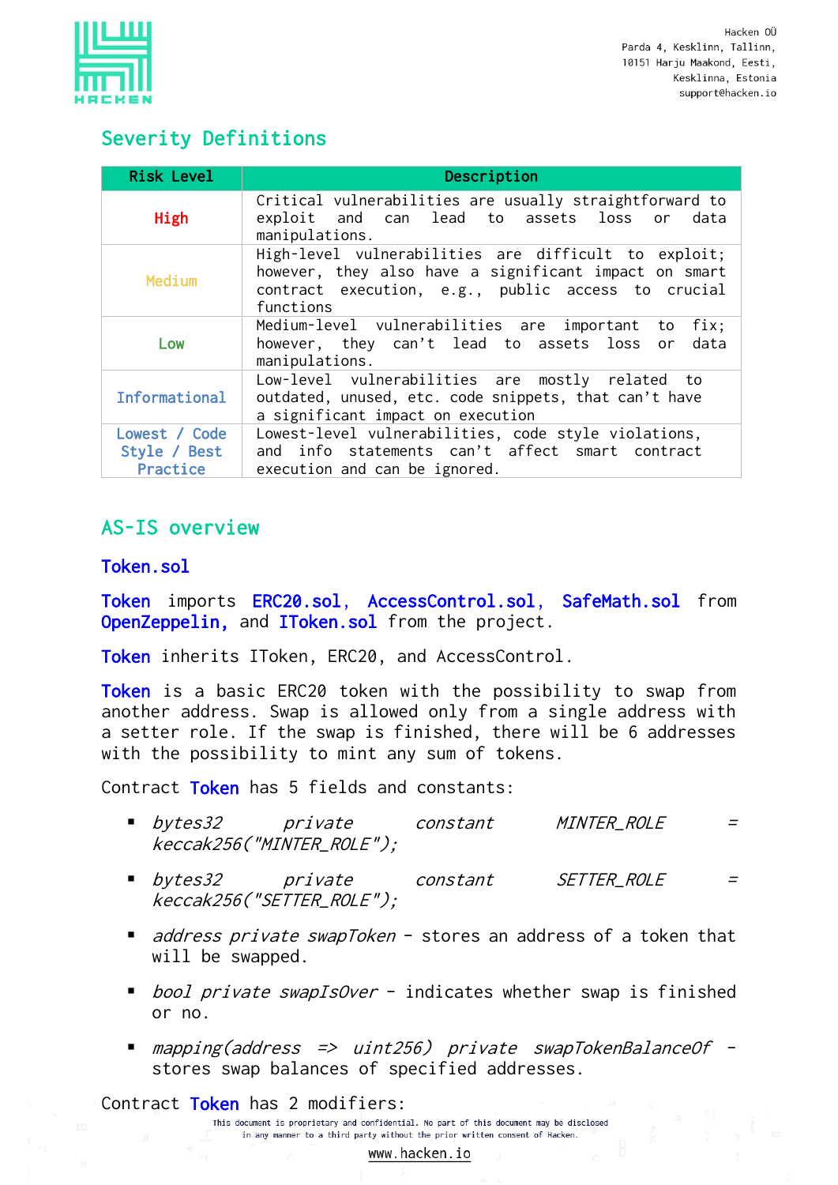## Severity Definitions

| Risk Level | Description |
|---|---|
| High | Critical vulnerabilities are usually straightforward to exploit and can lead to assets loss or data manipulations. |
| Medium | High-level vulnerabilities are difficult to exploit; however, they also have a significant impact on smart contract execution, e.g., public access to crucial functions |
| Low | Medium-level vulnerabilities are important to fix; however, they can't lead to assets loss or data manipulations. |
| Informational | Low-level vulnerabilities are mostly related to outdated, unused, etc. code snippets, that can't have a significant impact on execution |
| Lowest / Code Style / Best Practice | Lowest-level vulnerabilities, code style violations, and info statements can't affect smart contract execution and can be ignored. |

## AS-IS overview

### Token.sol

Token imports ERC20.sol, AccessControl.sol, SafeMath.sol from OpenZeppelin, and IToken.sol from the project.

Token inherits IToken, ERC20, and AccessControl.

Token is a basic ERC20 token with the possibility to swap from another address. Swap is allowed only from a single address with a setter role. If the swap is finished, there will be 6 addresses with the possibility to mint any sum of tokens.

Contract Token has 5 fields and constants:

- *bytes32 private constant MINTER_ROLE = keccak256("MINTER_ROLE");*
- *bytes32 private constant SETTER_ROLE = keccak256("SETTER_ROLE");*
- *address private swapToken* - stores an address of a token that will be swapped.
- *bool private swapIsOver* - indicates whether swap is finished or no.
- *mapping(address => uint256) private swapTokenBalanceOf* - stores swap balances of specified addresses.

Contract Token has 2 modifiers: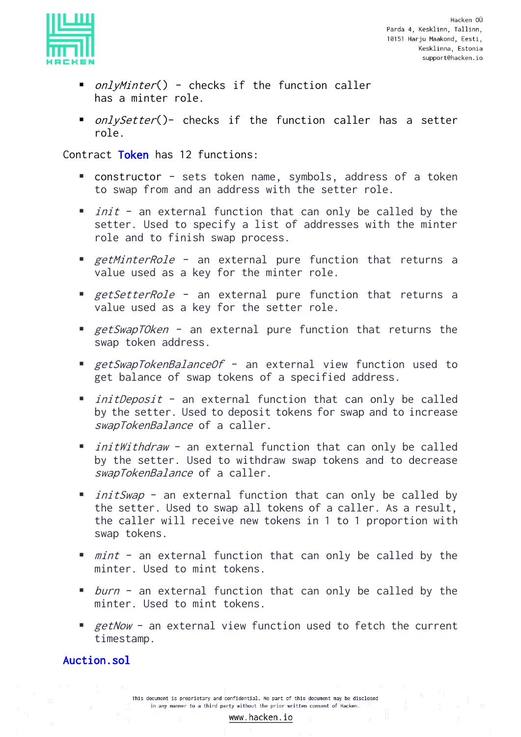- *onlyMinter*() - checks if the function caller has a minter role.
- *onlySetter*()- checks if the function caller has a setter role.

Contract Token has 12 functions:

- constructor - sets token name, symbols, address of a token to swap from and an address with the setter role.
- *init* - an external function that can only be called by the setter. Used to specify a list of addresses with the minter role and to finish swap process.
- *getMinterRole* - an external pure function that returns a value used as a key for the minter role.
- *getSetterRole* - an external pure function that returns a value used as a key for the setter role.
- *getSwapTOken* - an external pure function that returns the swap token address.
- *getSwapTokenBalanceOf* - an external view function used to get balance of swap tokens of a specified address.
- *initDeposit* - an external function that can only be called by the setter. Used to deposit tokens for swap and to increase *swapTokenBalance* of a caller.
- *initWithdraw* - an external function that can only be called by the setter. Used to withdraw swap tokens and to decrease *swapTokenBalance* of a caller.
- *initSwap* - an external function that can only be called by the setter. Used to swap all tokens of a caller. As a result, the caller will receive new tokens in 1 to 1 proportion with swap tokens.
- *mint* - an external function that can only be called by the minter. Used to mint tokens.
- *burn* - an external function that can only be called by the minter. Used to mint tokens.
- *getNow* - an external view function used to fetch the current timestamp.

## Auction.sol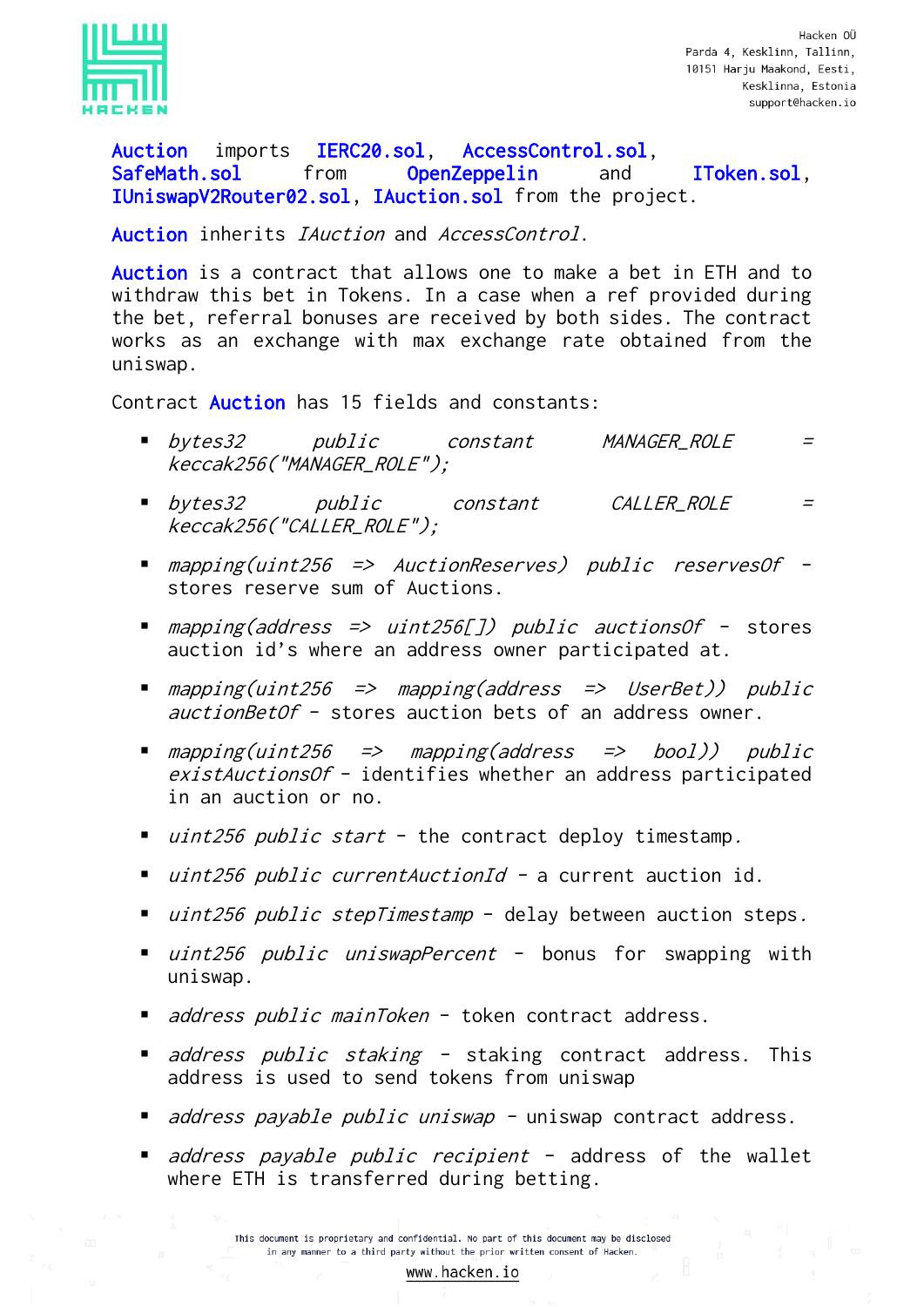Auction imports IERC20.sol, AccessControl.sol, SafeMath.sol from OpenZeppelin and IToken.sol, IUniswapV2Router02.sol, IAuction.sol from the project.

Auction inherits *IAuction* and *AccessControl*.

Auction is a contract that allows one to make a bet in ETH and to withdraw this bet in Tokens. In a case when a ref provided during the bet, referral bonuses are received by both sides. The contract works as an exchange with max exchange rate obtained from the uniswap.

Contract Auction has 15 fields and constants:

- *bytes32 public constant MANAGER_ROLE = keccak256("MANAGER_ROLE");*
- *bytes32 public constant CALLER_ROLE = keccak256("CALLER_ROLE");*
- *mapping(uint256 => AuctionReserves) public reservesOf* - stores reserve sum of Auctions.
- *mapping(address => uint256[]) public auctionsOf* - stores auction id's where an address owner participated at.
- *mapping(uint256 => mapping(address => UserBet)) public auctionBetOf* - stores auction bets of an address owner.
- *mapping(uint256 => mapping(address => bool)) public existAuctionsOf* - identifies whether an address participated in an auction or no.
- *uint256 public start* - the contract deploy timestamp.
- *uint256 public currentAuctionId* - a current auction id.
- *uint256 public stepTimestamp* - delay between auction steps.
- *uint256 public uniswapPercent* - bonus for swapping with uniswap.
- *address public mainToken* - token contract address.
- *address public staking* - staking contract address. This address is used to send tokens from uniswap
- *address payable public uniswap* - uniswap contract address.
- *address payable public recipient* - address of the wallet where ETH is transferred during betting.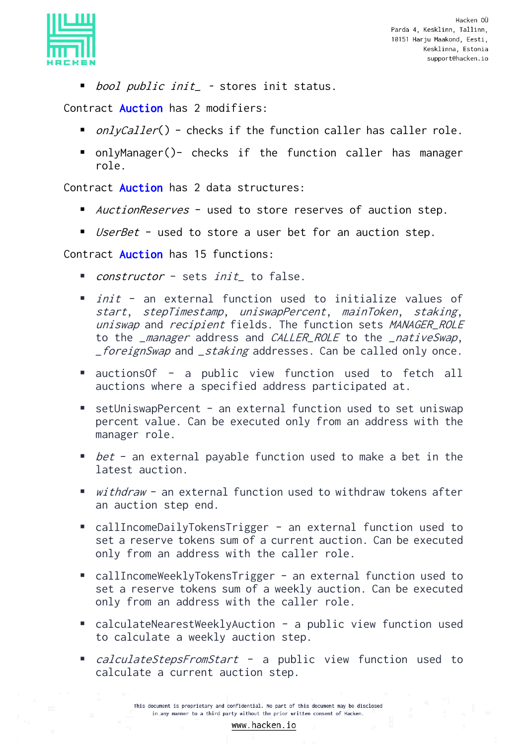- *bool public init_* - stores init status.

Contract Auction has 2 modifiers:

- *onlyCaller*() - checks if the function caller has caller role.
- onlyManager()- checks if the function caller has manager role.

Contract Auction has 2 data structures:

- *AuctionReserves* - used to store reserves of auction step.
- *UserBet* - used to store a user bet for an auction step.

Contract Auction has 15 functions:

- *constructor* - sets *init_* to false.
- *init* - an external function used to initialize values of *start*, *stepTimestamp*, *uniswapPercent*, *mainToken*, *staking*, *uniswap* and *recipient* fields. The function sets *MANAGER_ROLE* to the *_manager* address and *CALLER_ROLE* to the *_nativeSwap*, *_foreignSwap* and *_staking* addresses. Can be called only once.
- auctionsOf - a public view function used to fetch all auctions where a specified address participated at.
- setUniswapPercent - an external function used to set uniswap percent value. Can be executed only from an address with the manager role.
- *bet* - an external payable function used to make a bet in the latest auction.
- *withdraw* - an external function used to withdraw tokens after an auction step end.
- callIncomeDailyTokensTrigger - an external function used to set a reserve tokens sum of a current auction. Can be executed only from an address with the caller role.
- callIncomeWeeklyTokensTrigger - an external function used to set a reserve tokens sum of a weekly auction. Can be executed only from an address with the caller role.
- calculateNearestWeeklyAuction - a public view function used to calculate a weekly auction step.
- *calculateStepsFromStart* - a public view function used to calculate a current auction step.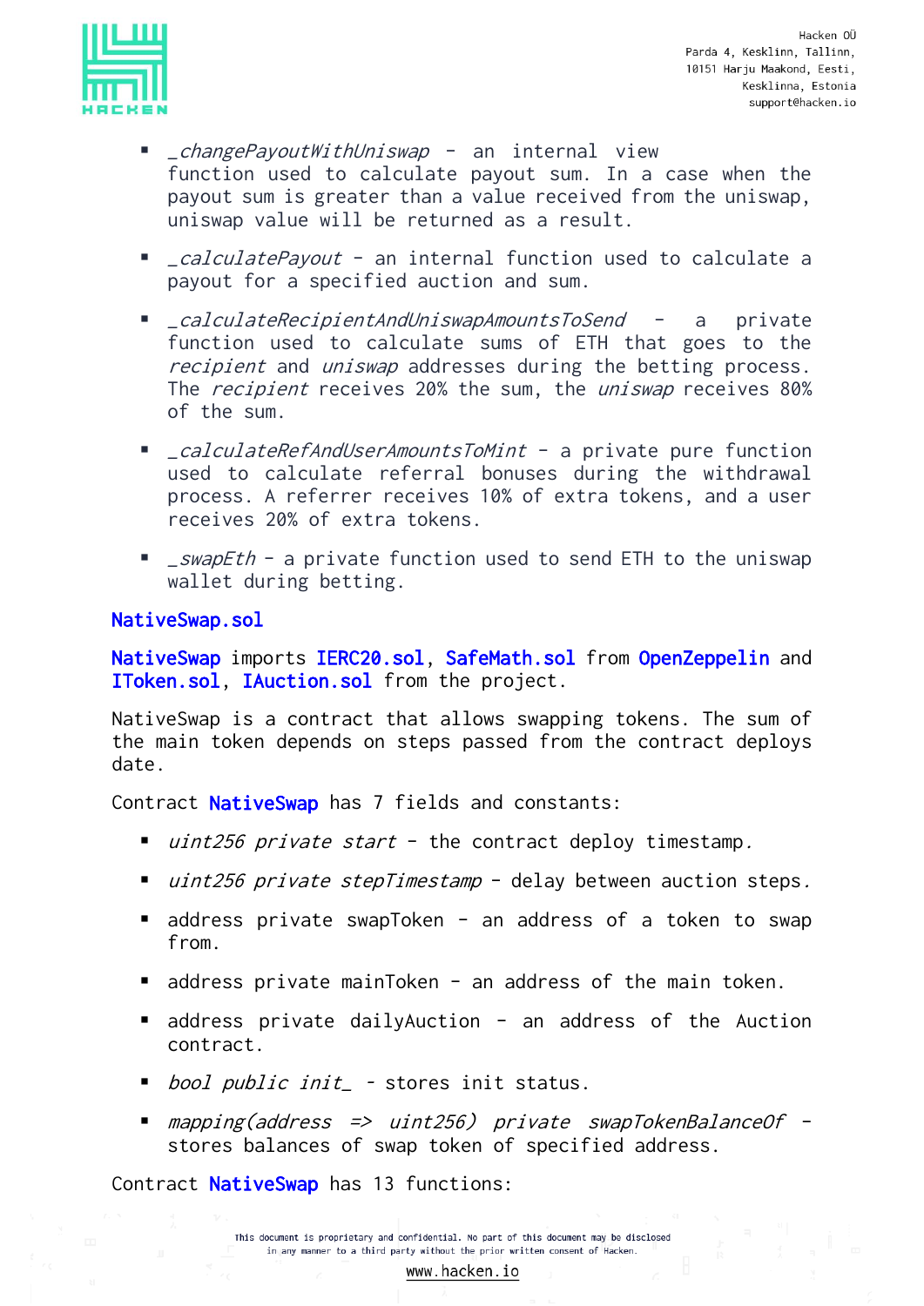- *_changePayoutWithUniswap* - an internal view function used to calculate payout sum. In a case when the payout sum is greater than a value received from the uniswap, uniswap value will be returned as a result.

- *_calculatePayout* - an internal function used to calculate a payout for a specified auction and sum.

- *_calculateRecipientAndUniswapAmountsToSend* - a private function used to calculate sums of ETH that goes to the *recipient* and *uniswap* addresses during the betting process. The *recipient* receives 20% the sum, the *uniswap* receives 80% of the sum.

- *_calculateRefAndUserAmountsToMint* - a private pure function used to calculate referral bonuses during the withdrawal process. A referrer receives 10% of extra tokens, and a user receives 20% of extra tokens.

- *_swapEth* - a private function used to send ETH to the uniswap wallet during betting.

### NativeSwap.sol

NativeSwap imports IERC20.sol, SafeMath.sol from OpenZeppelin and IToken.sol, IAuction.sol from the project.

NativeSwap is a contract that allows swapping tokens. The sum of the main token depends on steps passed from the contract deploys date.

Contract NativeSwap has 7 fields and constants:

- *uint256 private start* - the contract deploy timestamp.

- *uint256 private stepTimestamp* - delay between auction steps.

- address private swapToken - an address of a token to swap from.

- address private mainToken - an address of the main token.

- address private dailyAuction - an address of the Auction contract.

- *bool public init_* - stores init status.

- *mapping(address => uint256) private swapTokenBalanceOf* - stores balances of swap token of specified address.

Contract NativeSwap has 13 functions: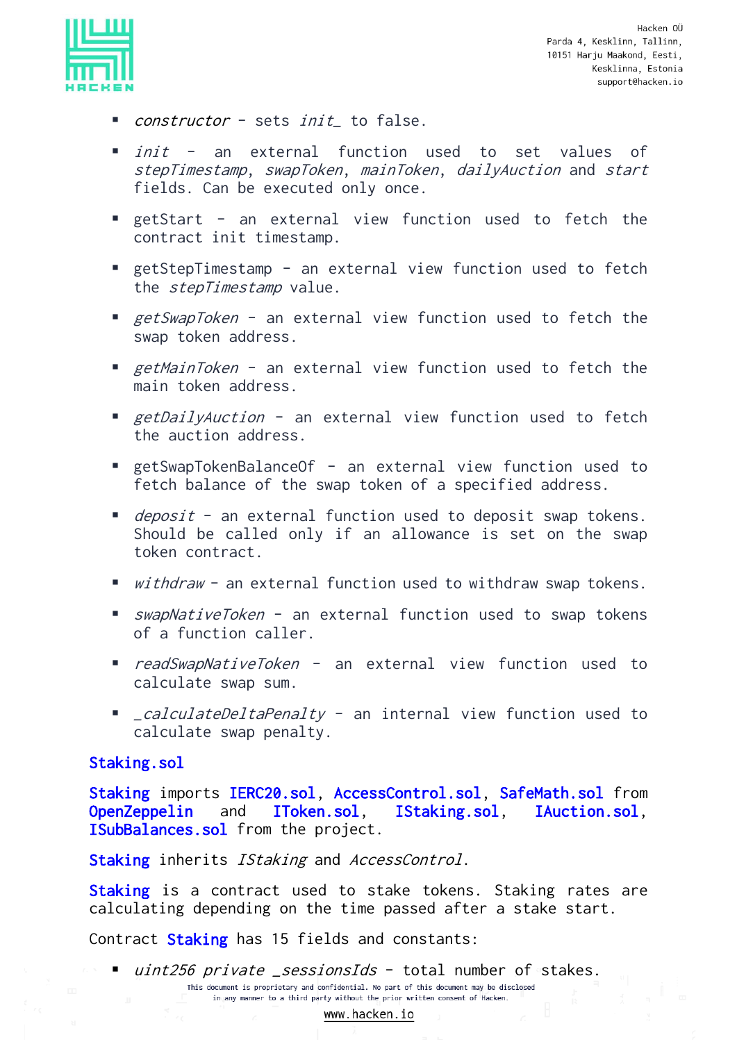- *constructor* - sets *init_* to false.

- *init* - an external function used to set values of *stepTimestamp*, *swapToken*, *mainToken*, *dailyAuction* and *start* fields. Can be executed only once.

- getStart - an external view function used to fetch the contract init timestamp.

- getStepTimestamp - an external view function used to fetch the *stepTimestamp* value.

- *getSwapToken* - an external view function used to fetch the swap token address.

- *getMainToken* - an external view function used to fetch the main token address.

- *getDailyAuction* - an external view function used to fetch the auction address.

- getSwapTokenBalanceOf - an external view function used to fetch balance of the swap token of a specified address.

- *deposit* - an external function used to deposit swap tokens. Should be called only if an allowance is set on the swap token contract.

- *withdraw* - an external function used to withdraw swap tokens.

- *swapNativeToken* - an external function used to swap tokens of a function caller.

- *readSwapNativeToken* - an external view function used to calculate swap sum.

- *_calculateDeltaPenalty* - an internal view function used to calculate swap penalty.

Staking.sol

Staking imports IERC20.sol, AccessControl.sol, SafeMath.sol from OpenZeppelin and IToken.sol, IStaking.sol, IAuction.sol, ISubBalances.sol from the project.

Staking inherits *IStaking* and *AccessControl*.

Staking is a contract used to stake tokens. Staking rates are calculating depending on the time passed after a stake start.

Contract Staking has 15 fields and constants:

- *uint256 private _sessionsIds* - total number of stakes.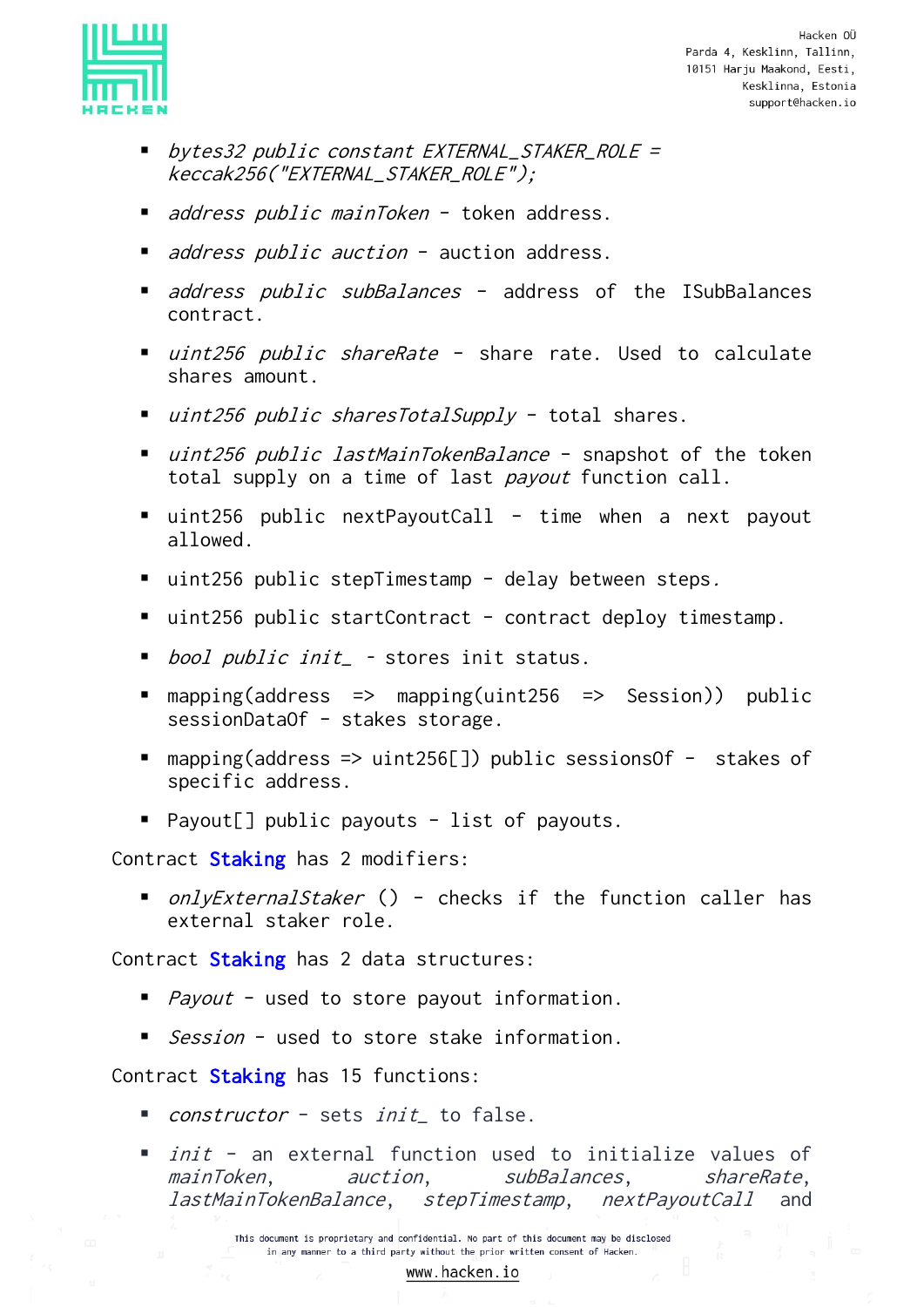- *bytes32 public constant EXTERNAL_STAKER_ROLE = keccak256("EXTERNAL_STAKER_ROLE");*
- *address public mainToken* - token address.
- *address public auction* - auction address.
- *address public subBalances* - address of the ISubBalances contract.
- *uint256 public shareRate* - share rate. Used to calculate shares amount.
- *uint256 public sharesTotalSupply* - total shares.
- *uint256 public lastMainTokenBalance* - snapshot of the token total supply on a time of last *payout* function call.
- uint256 public nextPayoutCall - time when a next payout allowed.
- uint256 public stepTimestamp - delay between steps.
- uint256 public startContract - contract deploy timestamp.
- *bool public init_* - stores init status.
- mapping(address => mapping(uint256 => Session)) public sessionDataOf - stakes storage.
- mapping(address => uint256[]) public sessionsOf - stakes of specific address.
- Payout[] public payouts - list of payouts.

Contract **Staking** has 2 modifiers:

- *onlyExternalStaker* () - checks if the function caller has external staker role.

Contract **Staking** has 2 data structures:

- *Payout* - used to store payout information.
- *Session* - used to store stake information.

Contract **Staking** has 15 functions:

- *constructor* - sets *init_* to false.
- *init* - an external function used to initialize values of *mainToken*, *auction*, *subBalances*, *shareRate*, *lastMainTokenBalance*, *stepTimestamp*, *nextPayoutCall* and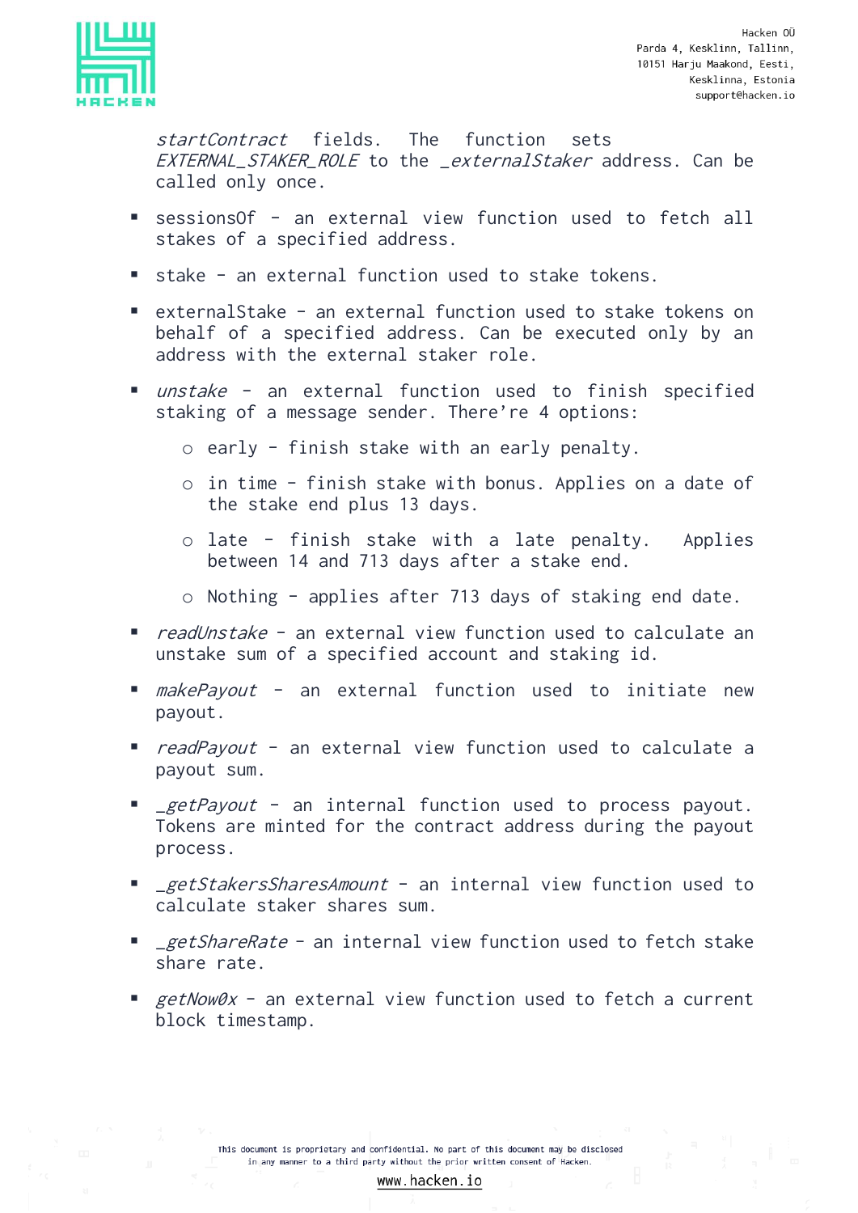*startContract* fields. The function sets *EXTERNAL_STAKER_ROLE* to the *_externalStaker* address. Can be called only once.

- sessionsOf - an external view function used to fetch all stakes of a specified address.
- stake - an external function used to stake tokens.
- externalStake - an external function used to stake tokens on behalf of a specified address. Can be executed only by an address with the external staker role.
- *unstake* - an external function used to finish specified staking of a message sender. There're 4 options:
  - early - finish stake with an early penalty.
  - in time - finish stake with bonus. Applies on a date of the stake end plus 13 days.
  - late - finish stake with a late penalty. Applies between 14 and 713 days after a stake end.
  - Nothing - applies after 713 days of staking end date.
- *readUnstake* - an external view function used to calculate an unstake sum of a specified account and staking id.
- *makePayout* - an external function used to initiate new payout.
- *readPayout* - an external view function used to calculate a payout sum.
- *_getPayout* - an internal function used to process payout. Tokens are minted for the contract address during the payout process.
- *_getStakersSharesAmount* - an internal view function used to calculate staker shares sum.
- *_getShareRate* - an internal view function used to fetch stake share rate.
- *getNow0x* - an external view function used to fetch a current block timestamp.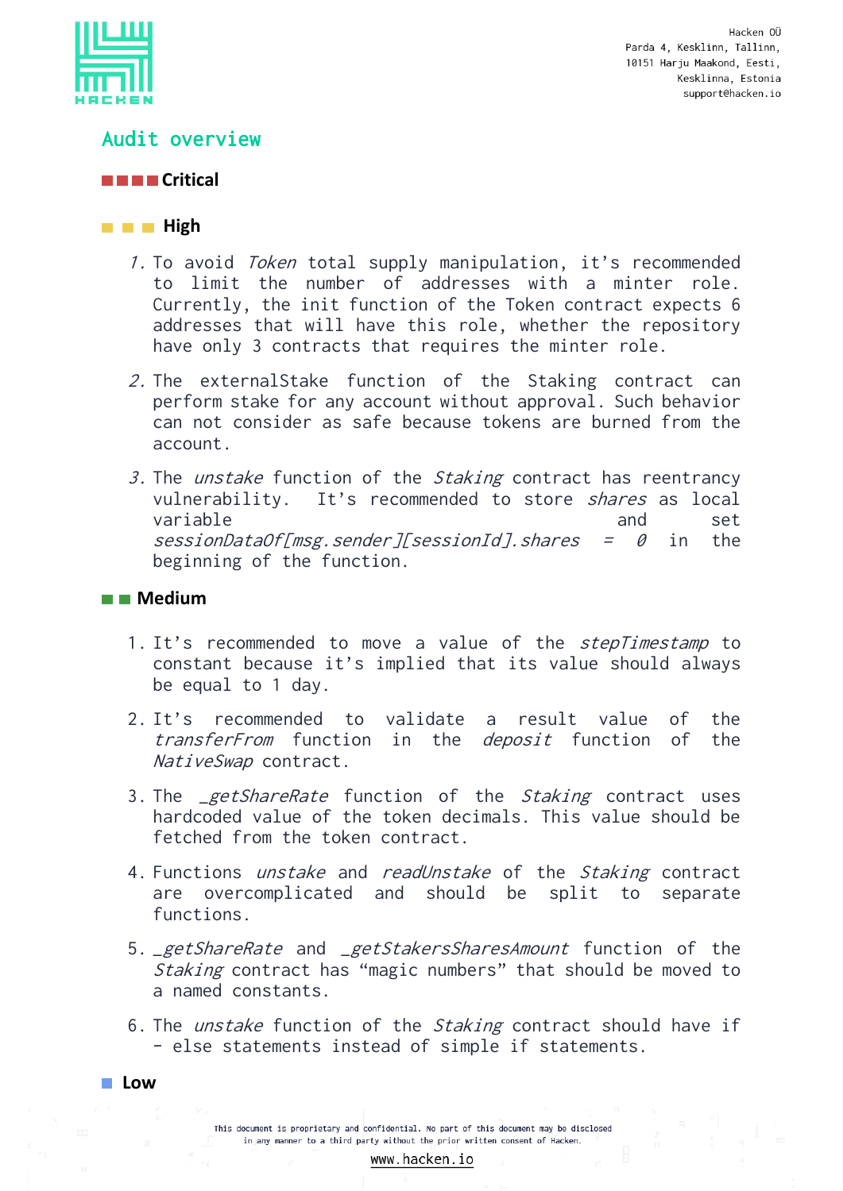## Audit overview

### ■■■■ Critical

### ■■■ High

1. To avoid *Token* total supply manipulation, it's recommended to limit the number of addresses with a minter role. Currently, the init function of the Token contract expects 6 addresses that will have this role, whether the repository have only 3 contracts that requires the minter role.

2. The externalStake function of the Staking contract can perform stake for any account without approval. Such behavior can not consider as safe because tokens are burned from the account.

3. The *unstake* function of the *Staking* contract has reentrancy vulnerability. It's recommended to store *shares* as local variable and set *sessionDataOf[msg.sender][sessionId].shares = 0* in the beginning of the function.

### ■■ Medium

1. It's recommended to move a value of the *stepTimestamp* to constant because it's implied that its value should always be equal to 1 day.

2. It's recommended to validate a result value of the *transferFrom* function in the *deposit* function of the *NativeSwap* contract.

3. The *_getShareRate* function of the *Staking* contract uses hardcoded value of the token decimals. This value should be fetched from the token contract.

4. Functions *unstake* and *readUnstake* of the *Staking* contract are overcomplicated and should be split to separate functions.

5. *_getShareRate* and *_getStakersSharesAmount* function of the *Staking* contract has "magic numbers" that should be moved to a named constants.

6. The *unstake* function of the *Staking* contract should have if - else statements instead of simple if statements.

### ■ Low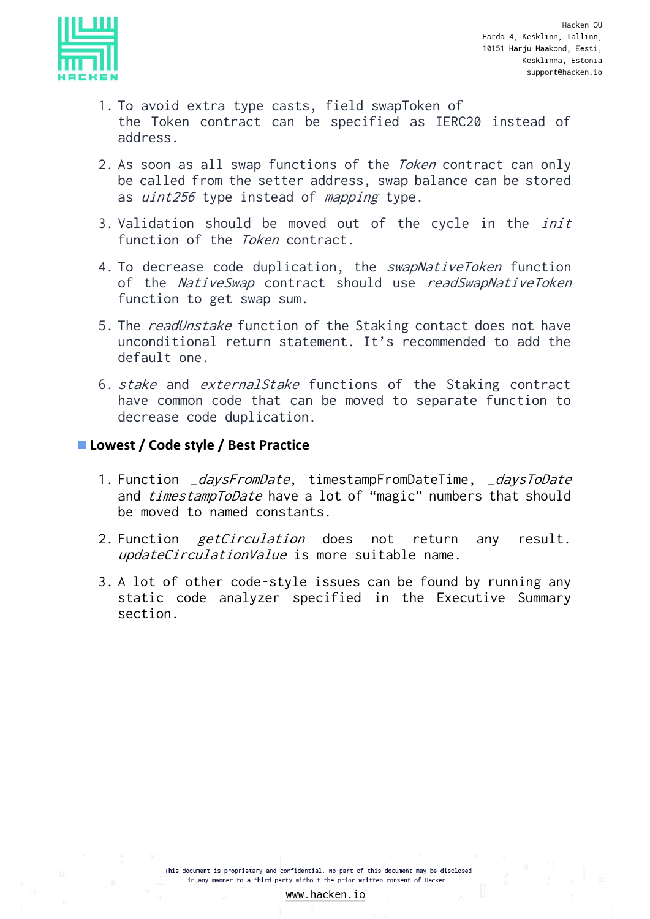1. To avoid extra type casts, field swapToken of the Token contract can be specified as IERC20 instead of address.

2. As soon as all swap functions of the *Token* contract can only be called from the setter address, swap balance can be stored as *uint256* type instead of *mapping* type.

3. Validation should be moved out of the cycle in the *init* function of the *Token* contract.

4. To decrease code duplication, the *swapNativeToken* function of the *NativeSwap* contract should use *readSwapNativeToken* function to get swap sum.

5. The *readUnstake* function of the Staking contact does not have unconditional return statement. It's recommended to add the default one.

6. *stake* and *externalStake* functions of the Staking contract have common code that can be moved to separate function to decrease code duplication.

### Lowest / Code style / Best Practice

1. Function *_daysFromDate*, timestampFromDateTime, *_daysToDate* and *timestampToDate* have a lot of "magic" numbers that should be moved to named constants.

2. Function *getCirculation* does not return any result. *updateCirculationValue* is more suitable name.

3. A lot of other code-style issues can be found by running any static code analyzer specified in the Executive Summary section.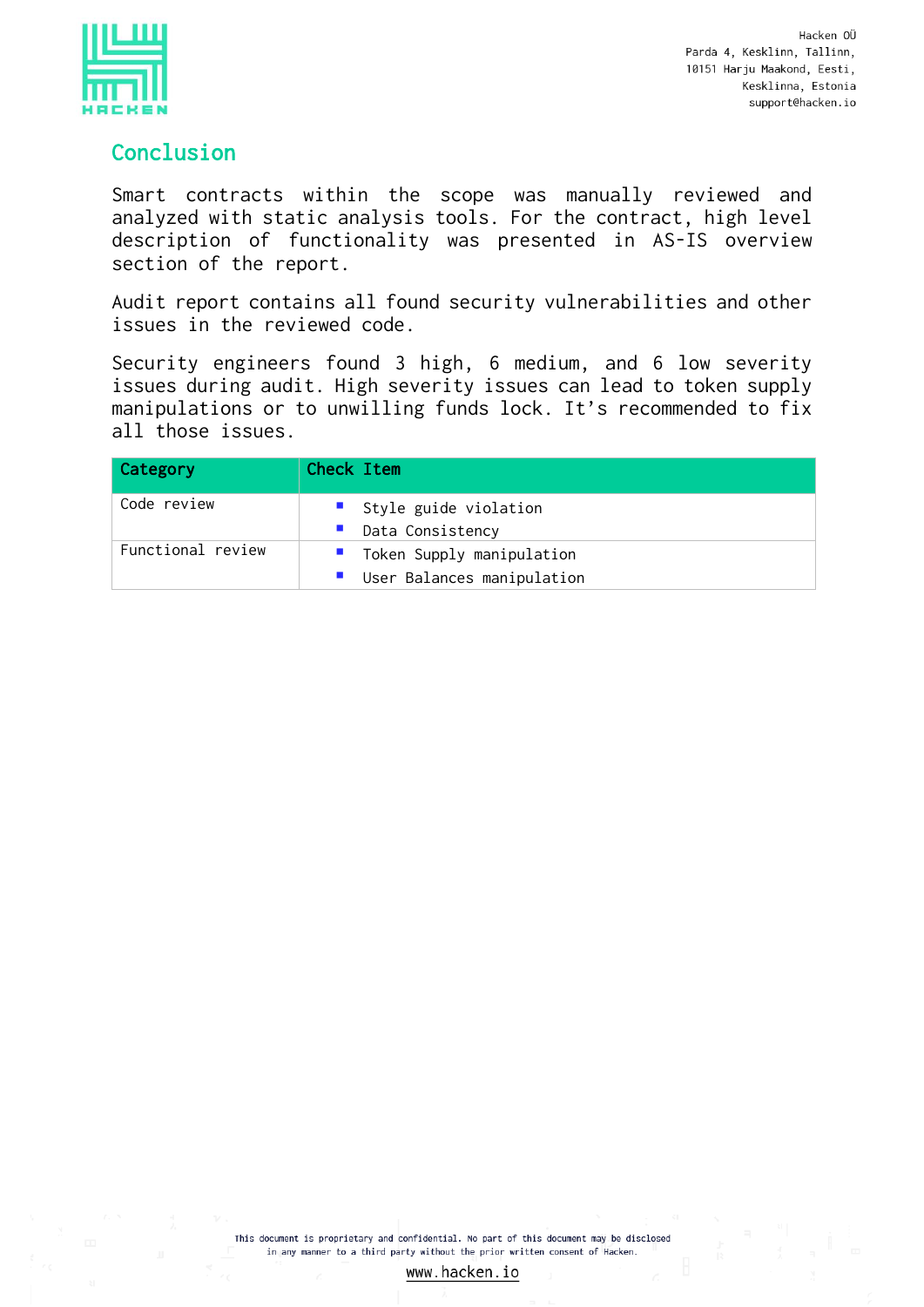## Conclusion

Smart contracts within the scope was manually reviewed and analyzed with static analysis tools. For the contract, high level description of functionality was presented in AS-IS overview section of the report.

Audit report contains all found security vulnerabilities and other issues in the reviewed code.

Security engineers found 3 high, 6 medium, and 6 low severity issues during audit. High severity issues can lead to token supply manipulations or to unwilling funds lock. It’s recommended to fix all those issues.

| Category | Check Item |
|---|---|
| Code review | - Style guide violation<br>- Data Consistency |
| Functional review | - Token Supply manipulation<br>- User Balances manipulation |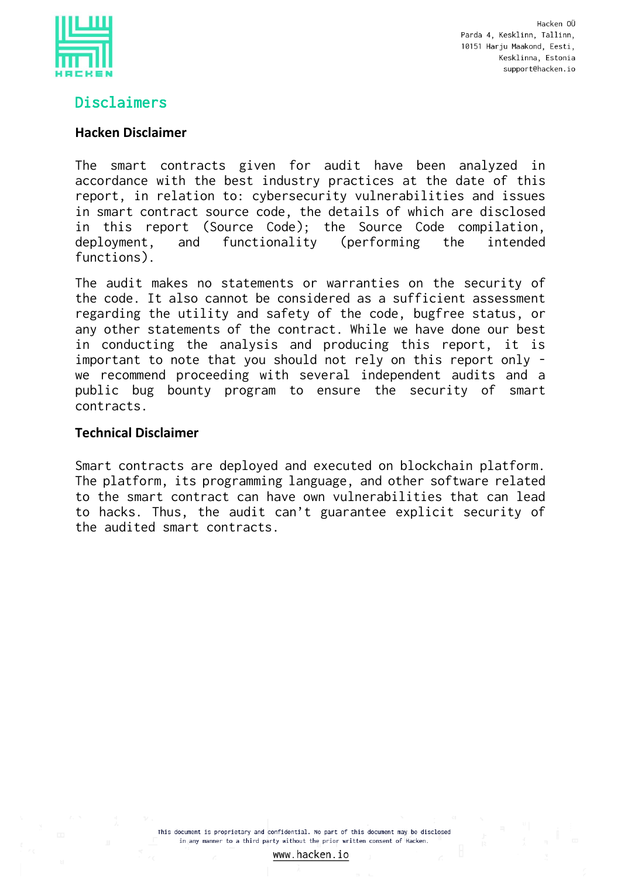## Disclaimers

### Hacken Disclaimer

The smart contracts given for audit have been analyzed in accordance with the best industry practices at the date of this report, in relation to: cybersecurity vulnerabilities and issues in smart contract source code, the details of which are disclosed in this report (Source Code); the Source Code compilation, deployment, and functionality (performing the intended functions).

The audit makes no statements or warranties on the security of the code. It also cannot be considered as a sufficient assessment regarding the utility and safety of the code, bugfree status, or any other statements of the contract. While we have done our best in conducting the analysis and producing this report, it is important to note that you should not rely on this report only - we recommend proceeding with several independent audits and a public bug bounty program to ensure the security of smart contracts.

### Technical Disclaimer

Smart contracts are deployed and executed on blockchain platform. The platform, its programming language, and other software related to the smart contract can have own vulnerabilities that can lead to hacks. Thus, the audit can't guarantee explicit security of the audited smart contracts.